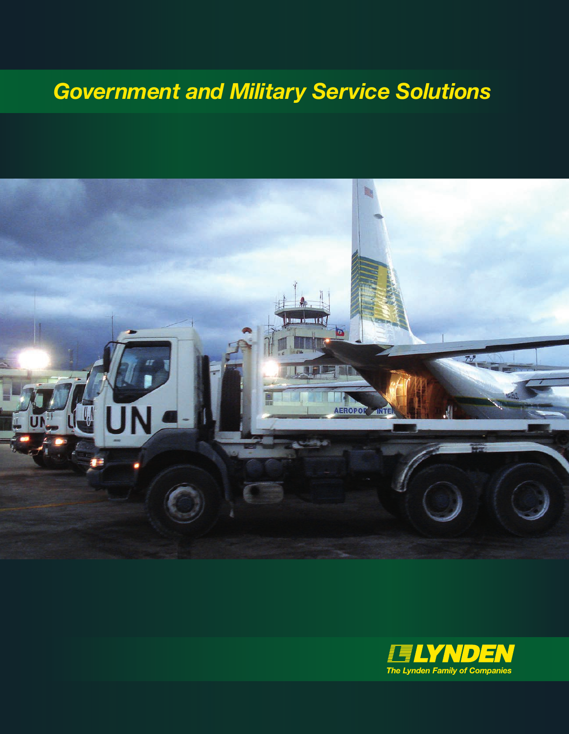# Government and Military Service Solutions

LYNDEN

*The Lynden Family of Companies*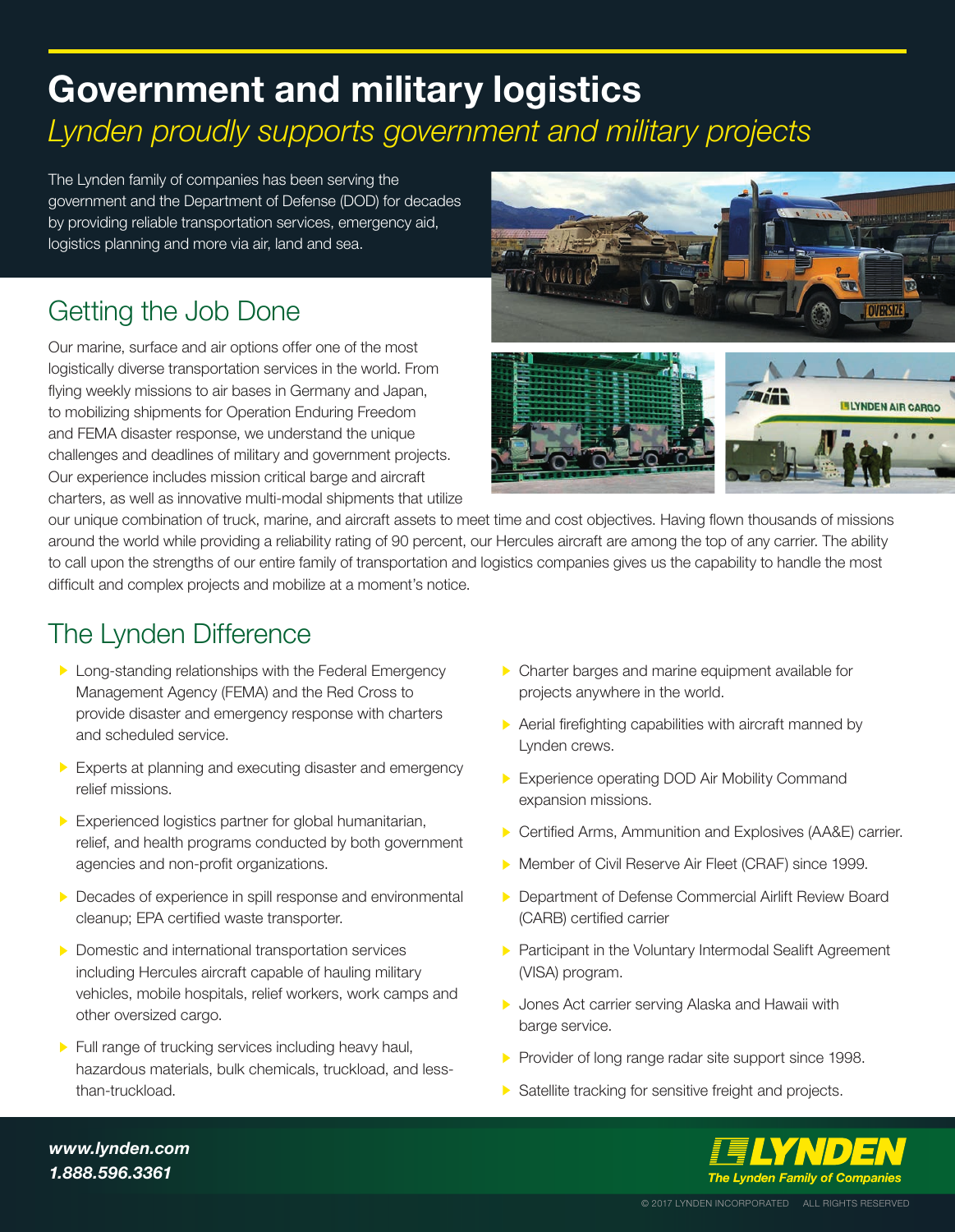# Government and military logistics

*Lynden proudly supports government and military projects*

The Lynden family of companies has been serving the government and the Department of Defense (DOD) for decades by providing reliable transportation services, emergency aid, logistics planning and more via air, land and sea.

## Getting the Job Done

Our marine, surface and air options offer one of the most logistically diverse transportation services in the world. From flying weekly missions to air bases in Germany and Japan, to mobilizing shipments for Operation Enduring Freedom and FEMA disaster response, we understand the unique challenges and deadlines of military and government projects. Our experience includes mission critical barge and aircraft charters, as well as innovative multi-modal shipments that utilize our unique combination of truck, marine, and aircraft assets to meet time and cost objectives. Having flown thousands of missions around the world while providing a reliability rating of 90 percent, our Hercules aircraft are among the top of any carrier. The ability to call upon the strengths of our entire family of transportation and logistics companies gives us the capability to handle the most difficult and complex projects and mobilize at a moment's notice.

## The Lynden Difference

- Long-standing relationships with the Federal Emergency Management Agency (FEMA) and the Red Cross to provide disaster and emergency response with charters and scheduled service.
- Experts at planning and executing disaster and emergency relief missions.
- Experienced logistics partner for global humanitarian, relief, and health programs conducted by both government agencies and non-profit organizations.
- Decades of experience in spill response and environmental cleanup; EPA certified waste transporter.
- Domestic and international transportation services including Hercules aircraft capable of hauling military vehicles, mobile hospitals, relief workers, work camps and other oversized cargo.
- Full range of trucking services including heavy haul, hazardous materials, bulk chemicals, truckload, and less-than-truckload.
- Charter barges and marine equipment available for projects anywhere in the world.
- Aerial firefighting capabilities with aircraft manned by Lynden crews.
- Experience operating DOD Air Mobility Command expansion missions.
- Certified Arms, Ammunition and Explosives (AA&E) carrier.
- Member of Civil Reserve Air Fleet (CRAF) since 1999.
- Department of Defense Commercial Airlift Review Board (CARB) certified carrier
- Participant in the Voluntary Intermodal Sealift Agreement (VISA) program.
- Jones Act carrier serving Alaska and Hawaii with barge service.
- Provider of long range radar site support since 1998.
- Satellite tracking for sensitive freight and projects.

***www.lynden.com***
***1.888.596.3361***

**LYNDEN**
*The Lynden Family of Companies*

© 2017 LYNDEN INCORPORATED ALL RIGHTS RESERVED